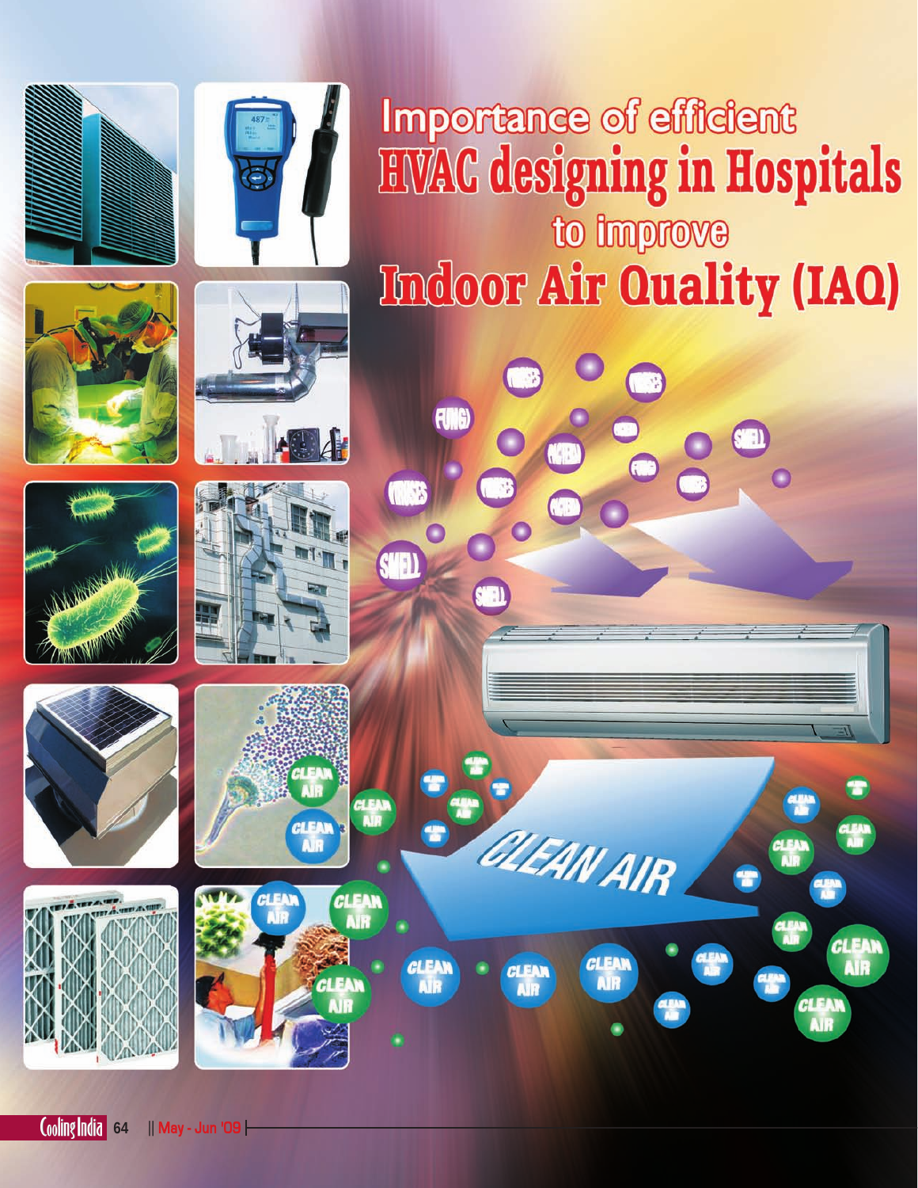# Importance of efficient HVAC designing in Hospitals to improve Indoor Air Quality (IAQ)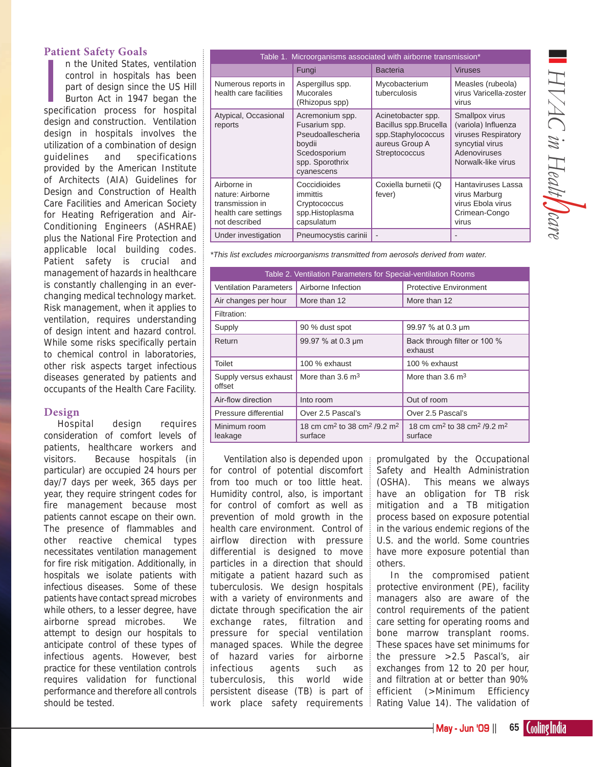## Patient Safety Goals

In the United States, ventilation control in hospitals has been part of design since the US Hill Burton Act in 1947 began the specification process for hospital design and construction. Ventilation design in hospitals involves the utilization of a combination of design guidelines and specifications provided by the American Institute of Architects (AIA) Guidelines for Design and Construction of Health Care Facilities and American Society for Heating Refrigeration and Air-Conditioning Engineers (ASHRAE) plus the National Fire Protection and applicable local building codes. Patient safety is crucial and management of hazards in healthcare is constantly challenging in an ever-changing medical technology market. Risk management, when it applies to ventilation, requires understanding of design intent and hazard control. While some risks specifically pertain to chemical control in laboratories, other risk aspects target infectious diseases generated by patients and occupants of the Health Care Facility.

## Design

Hospital design requires consideration of comfort levels of patients, healthcare workers and visitors. Because hospitals (in particular) are occupied 24 hours per day/7 days per week, 365 days per year, they require stringent codes for fire management because most patients cannot escape on their own. The presence of flammables and other reactive chemical types necessitates ventilation management for fire risk mitigation. Additionally, in hospitals we isolate patients with infectious diseases. Some of these patients have contact spread microbes while others, to a lesser degree, have airborne spread microbes. We attempt to design our hospitals to anticipate control of these types of infectious agents. However, best practice for these ventilation controls requires validation for functional performance and therefore all controls should be tested.

| Table 1. Microorganisms associated with airborne transmission* | | | |
|---|---|---|---|
| | Fungi | Bacteria | Viruses |
| Numerous reports in health care facilities | Aspergillus spp. Mucorales (Rhizopus spp) | Mycobacterium tuberculosis | Measles (rubeola) virus Varicella-zoster virus |
| Atypical, Occasional reports | Acremonium spp. Fusarium spp. Pseudoallescheria boydii Scedosporium spp. Sporothrix cyanescens | Acinetobacter spp. Bacillus spp.Brucella spp.Staphylococcus aureus Group A Streptococcus | Smallpox virus (variola) Influenza viruses Respiratory syncytial virus Adenoviruses Norwalk-like virus |
| Airborne in nature: Airborne transmission in health care settings not described | Coccidioides immittis Cryptococcus spp.Histoplasma capsulatum | Coxiella burnetii (Q fever) | Hantaviruses Lassa virus Marburg virus Ebola virus Crimean-Congo virus |
| Under investigation | Pneumocystis carinii | - | - |

*This list excludes microorganisms transmitted from aerosols derived from water.*

| Table 2. Ventilation Parameters for Special-ventilation Rooms | | |
|---|---|---|
| Ventilation Parameters | Airborne Infection | Protective Environment |
| Air changes per hour | More than 12 | More than 12 |
| Filtration: | | |
| Supply | 90 % dust spot | 99.97 % at 0.3 µm |
| Return | 99.97 % at 0.3 µm | Back through filter or 100 % exhaust |
| Toilet | 100 % exhaust | 100 % exhaust |
| Supply versus exhaust offset | More than 3.6 $m^3$ | More than 3.6 $m^3$ |
| Air-flow direction | Into room | Out of room |
| Pressure differential | Over 2.5 Pascal's | Over 2.5 Pascal's |
| Minimum room leakage | 18 cm $cm^2$ to 38 $cm^2$ /9.2 $m^2$ surface | 18 cm $cm^2$ to 38 $cm^2$ /9.2 $m^2$ surface |

Ventilation also is depended upon for control of potential discomfort from too much or too little heat. Humidity control, also, is important for control of comfort as well as prevention of mold growth in the health care environment. Control of airflow direction with pressure differential is designed to move particles in a direction that should mitigate a patient hazard such as tuberculosis. We design hospitals with a variety of environments and dictate through specification the air exchange rates, filtration and pressure for special ventilation managed spaces. While the degree of hazard varies for airborne infectious agents such as tuberculosis, this world wide persistent disease (TB) is part of work place safety requirements promulgated by the Occupational Safety and Health Administration (OSHA). This means we always have an obligation for TB risk mitigation and a TB mitigation process based on exposure potential in the various endemic regions of the U.S. and the world. Some countries have more exposure potential than others.

In the compromised patient protective environment (PE), facility managers also are aware of the control requirements of the patient care setting for operating rooms and bone marrow transplant rooms. These spaces have set minimums for the pressure >2.5 Pascal's, air exchanges from 12 to 20 per hour, and filtration at or better than 90% efficient (>Minimum Efficiency Rating Value 14). The validation of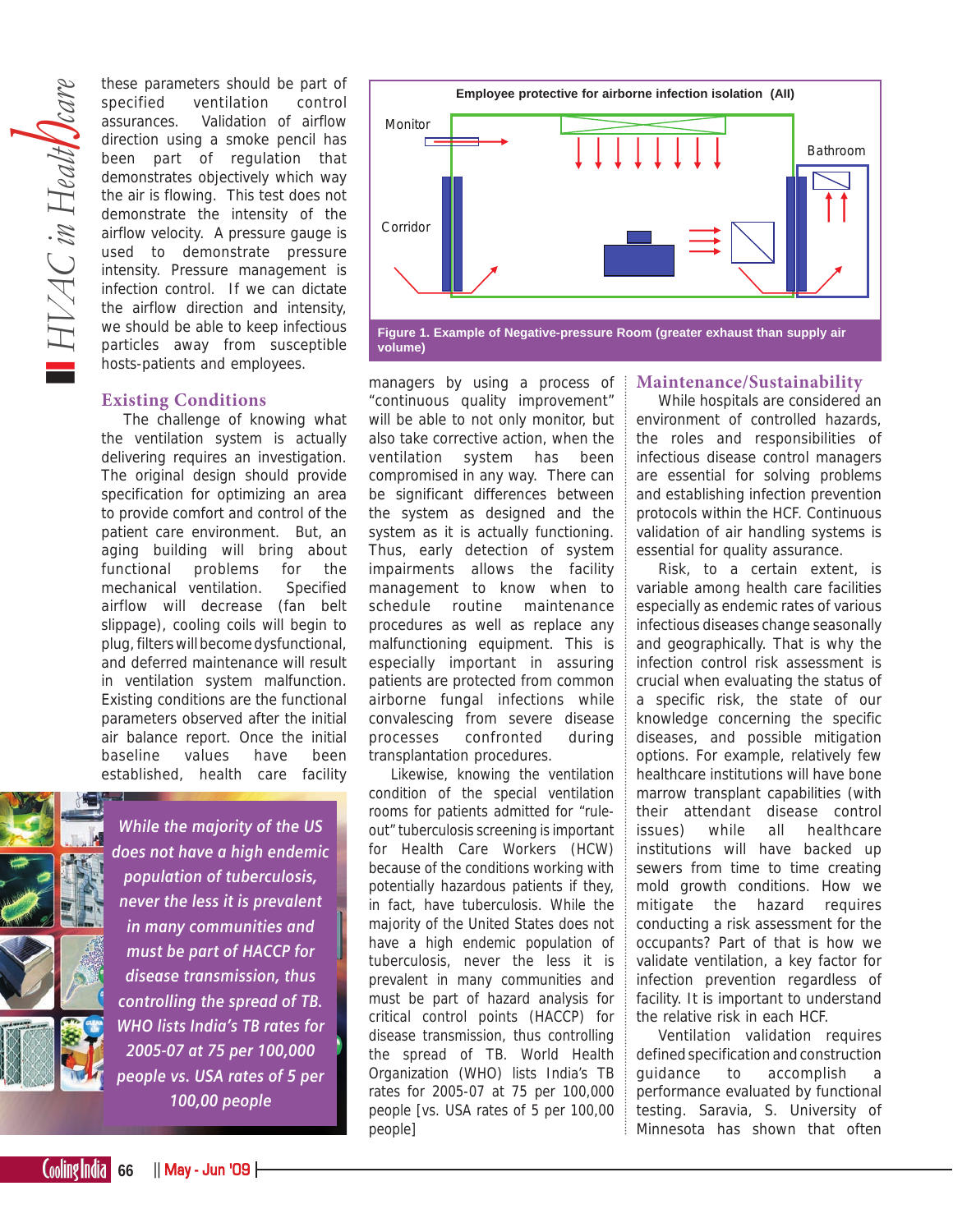these parameters should be part of specified ventilation control assurances. Validation of airflow direction using a smoke pencil has been part of regulation that demonstrates objectively which way the air is flowing. This test does not demonstrate the intensity of the airflow velocity. A pressure gauge is used to demonstrate pressure intensity. Pressure management is infection control. If we can dictate the airflow direction and intensity, we should be able to keep infectious particles away from susceptible hosts-patients and employees.

## Existing Conditions

The challenge of knowing what the ventilation system is actually delivering requires an investigation. The original design should provide specification for optimizing an area to provide comfort and control of the patient care environment. But, an aging building will bring about functional problems for the mechanical ventilation. Specified airflow will decrease (fan belt slippage), cooling coils will begin to plug, filters will become dysfunctional, and deferred maintenance will result in ventilation system malfunction. Existing conditions are the functional parameters observed after the initial air balance report. Once the initial baseline values have been established, health care facility managers by using a process of "continuous quality improvement" will be able to not only monitor, but also take corrective action, when the ventilation system has been compromised in any way. There can be significant differences between the system as designed and the system as it is actually functioning. Thus, early detection of system impairments allows the facility management to know when to schedule routine maintenance procedures as well as replace any malfunctioning equipment. This is especially important in assuring patients are protected from common airborne fungal infections while convalescing from severe disease processes confronted during transplantation procedures.

*While the majority of the US does not have a high endemic population of tuberculosis, never the less it is prevalent in many communities and must be part of HACCP for disease transmission, thus controlling the spread of TB. WHO lists India's TB rates for 2005-07 at 75 per 100,000 people vs. USA rates of 5 per 100,00 people*

Likewise, knowing the ventilation condition of the special ventilation rooms for patients admitted for "rule-out" tuberculosis screening is important for Health Care Workers (HCW) because of the conditions working with potentially hazardous patients if they, in fact, have tuberculosis. While the majority of the United States does not have a high endemic population of tuberculosis, never the less it is prevalent in many communities and must be part of hazard analysis for critical control points (HACCP) for disease transmission, thus controlling the spread of TB. World Health Organization (WHO) lists India's TB rates for 2005-07 at 75 per 100,000 people [vs. USA rates of 5 per 100,00 people]

Employee protective for airborne infection isolation (AII)

Monitor | Corridor | Bathroom

**Figure 1. Example of Negative-pressure Room (greater exhaust than supply air volume)**

## Maintenance/Sustainability

While hospitals are considered an environment of controlled hazards, the roles and responsibilities of infectious disease control managers are essential for solving problems and establishing infection prevention protocols within the HCF. Continuous validation of air handling systems is essential for quality assurance.

Risk, to a certain extent, is variable among health care facilities especially as endemic rates of various infectious diseases change seasonally and geographically. That is why the infection control risk assessment is crucial when evaluating the status of a specific risk, the state of our knowledge concerning the specific diseases, and possible mitigation options. For example, relatively few healthcare institutions will have bone marrow transplant capabilities (with their attendant disease control issues) while all healthcare institutions will have backed up sewers from time to time creating mold growth conditions. How we mitigate the hazard requires conducting a risk assessment for the occupants? Part of that is how we validate ventilation, a key factor for infection prevention regardless of facility. It is important to understand the relative risk in each HCF.

Ventilation validation requires defined specification and construction guidance to accomplish a performance evaluated by functional testing. Saravia, S. University of Minnesota has shown that often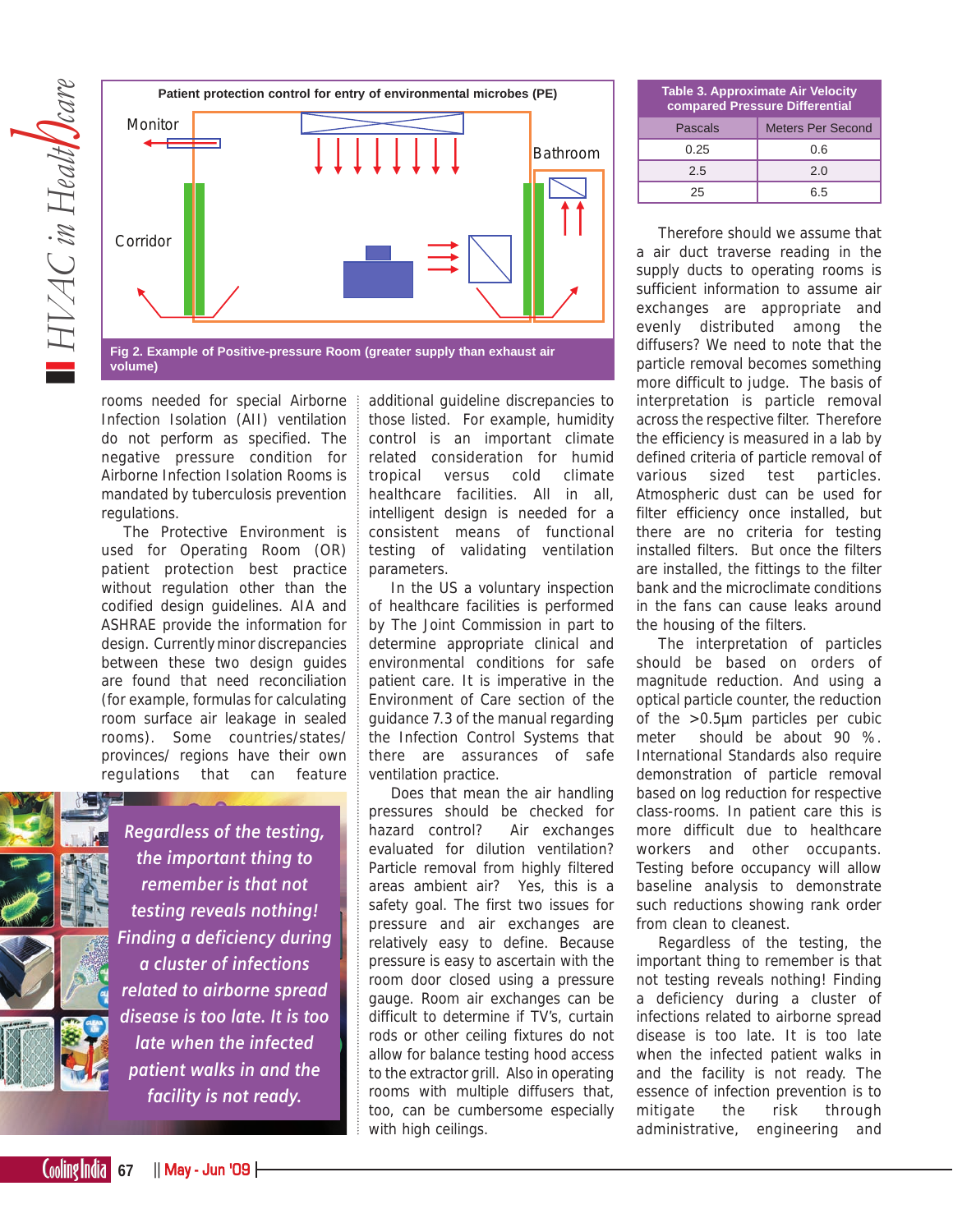Patient protection control for entry of environmental microbes (PE)

Monitor

Bathroom

Corridor

Fig 2. Example of Positive-pressure Room (greater supply than exhaust air volume)

rooms needed for special Airborne Infection Isolation (AII) ventilation do not perform as specified. The negative pressure condition for Airborne Infection Isolation Rooms is mandated by tuberculosis prevention regulations.

The Protective Environment is used for Operating Room (OR) patient protection best practice without regulation other than the codified design guidelines. AIA and ASHRAE provide the information for design. Currently minor discrepancies between these two design guides are found that need reconciliation (for example, formulas for calculating room surface air leakage in sealed rooms). Some countries/states/ provinces/ regions have their own regulations that can feature additional guideline discrepancies to those listed. For example, humidity control is an important climate related consideration for humid tropical versus cold climate healthcare facilities. All in all, intelligent design is needed for a consistent means of functional testing of validating ventilation parameters.

In the US a voluntary inspection of healthcare facilities is performed by The Joint Commission in part to determine appropriate clinical and environmental conditions for safe patient care. It is imperative in the Environment of Care section of the guidance 7.3 of the manual regarding the Infection Control Systems that there are assurances of safe ventilation practice.

Does that mean the air handling pressures should be checked for hazard control? Air exchanges evaluated for dilution ventilation? Particle removal from highly filtered areas ambient air? Yes, this is a safety goal. The first two issues for pressure and air exchanges are relatively easy to define. Because pressure is easy to ascertain with the room door closed using a pressure gauge. Room air exchanges can be difficult to determine if TV's, curtain rods or other ceiling fixtures do not allow for balance testing hood access to the extractor grill. Also in operating rooms with multiple diffusers that, too, can be cumbersome especially with high ceilings.

> *Regardless of the testing, the important thing to remember is that not testing reveals nothing! Finding a deficiency during a cluster of infections related to airborne spread disease is too late. It is too late when the infected patient walks in and the facility is not ready.*

**Table 3. Approximate Air Velocity compared Pressure Differential**

| Pascals | Meters Per Second |
|---|---|
| 0.25 | 0.6 |
| 2.5 | 2.0 |
| 25 | 6.5 |

Therefore should we assume that a air duct traverse reading in the supply ducts to operating rooms is sufficient information to assume air exchanges are appropriate and evenly distributed among the diffusers? We need to note that the particle removal becomes something more difficult to judge. The basis of interpretation is particle removal across the respective filter. Therefore the efficiency is measured in a lab by defined criteria of particle removal of various sized test particles. Atmospheric dust can be used for filter efficiency once installed, but there are no criteria for testing installed filters. But once the filters are installed, the fittings to the filter bank and the microclimate conditions in the fans can cause leaks around the housing of the filters.

The interpretation of particles should be based on orders of magnitude reduction. And using a optical particle counter, the reduction of the >0.5µm particles per cubic meter should be about 90 %. International Standards also require demonstration of particle removal based on log reduction for respective class-rooms. In patient care this is more difficult due to healthcare workers and other occupants. Testing before occupancy will allow baseline analysis to demonstrate such reductions showing rank order from clean to cleanest.

Regardless of the testing, the important thing to remember is that not testing reveals nothing! Finding a deficiency during a cluster of infections related to airborne spread disease is too late. It is too late when the infected patient walks in and the facility is not ready. The essence of infection prevention is to mitigate the risk through administrative, engineering and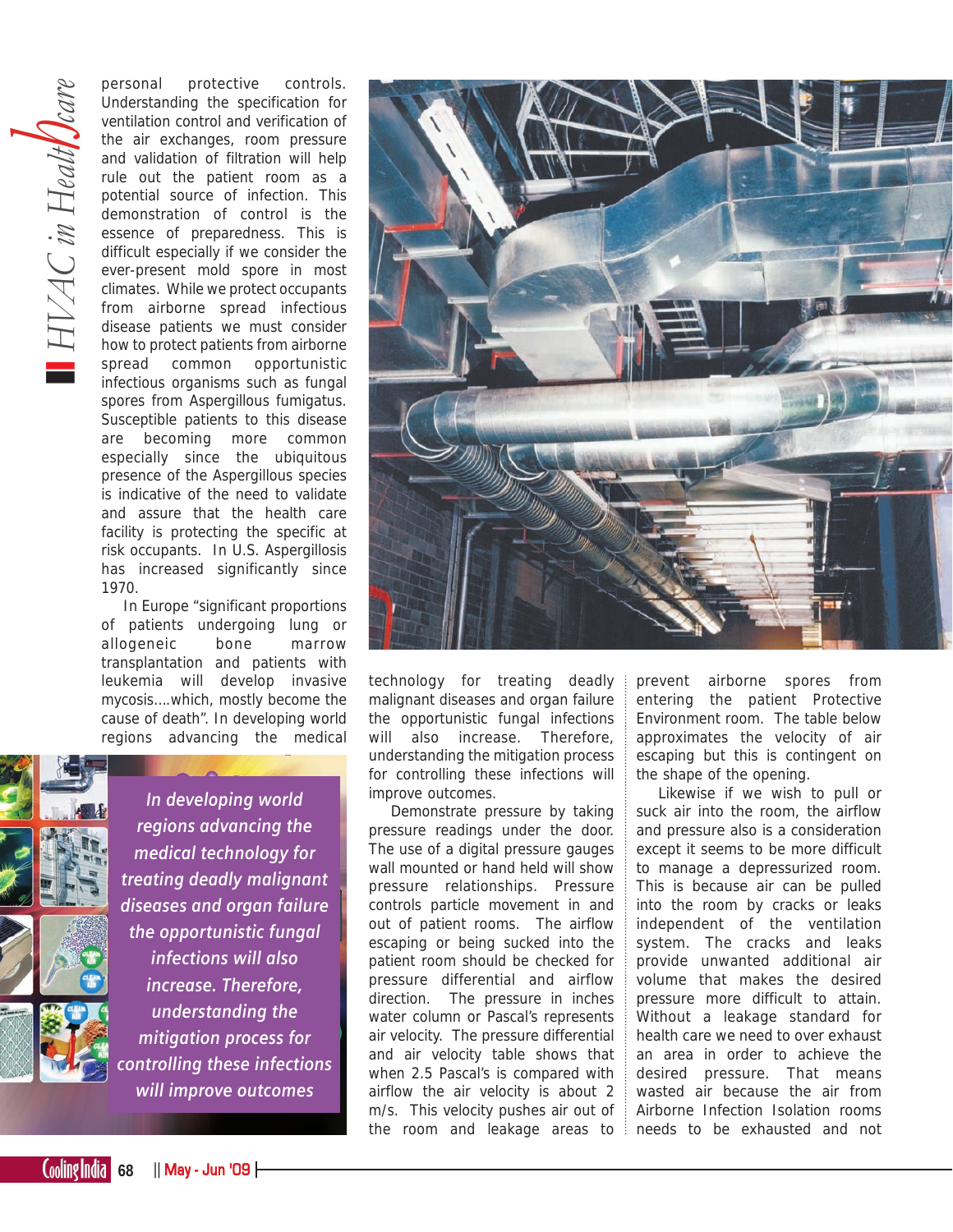personal protective controls. Understanding the specification for ventilation control and verification of the air exchanges, room pressure and validation of filtration will help rule out the patient room as a potential source of infection. This demonstration of control is the essence of preparedness. This is difficult especially if we consider the ever-present mold spore in most climates. While we protect occupants from airborne spread infectious disease patients we must consider how to protect patients from airborne spread common opportunistic infectious organisms such as fungal spores from Aspergillous fumigatus. Susceptible patients to this disease are becoming more common especially since the ubiquitous presence of the Aspergillous species is indicative of the need to validate and assure that the health care facility is protecting the specific at risk occupants. In U.S. Aspergillosis has increased significantly since 1970.

In Europe "significant proportions of patients undergoing lung or allogeneic bone marrow transplantation and patients with leukemia will develop invasive mycosis....which, mostly become the cause of death". In developing world regions advancing the medical technology for treating deadly malignant diseases and organ failure the opportunistic fungal infections will also increase. Therefore, understanding the mitigation process for controlling these infections will improve outcomes.

> *In developing world regions advancing the medical technology for treating deadly malignant diseases and organ failure the opportunistic fungal infections will also increase. Therefore, understanding the mitigation process for controlling these infections will improve outcomes*

Demonstrate pressure by taking pressure readings under the door. The use of a digital pressure gauges wall mounted or hand held will show pressure relationships. Pressure controls particle movement in and out of patient rooms. The airflow escaping or being sucked into the patient room should be checked for pressure differential and airflow direction. The pressure in inches water column or Pascal's represents air velocity. The pressure differential and air velocity table shows that when 2.5 Pascal's is compared with airflow the air velocity is about 2 m/s. This velocity pushes air out of the room and leakage areas to prevent airborne spores from entering the patient Protective Environment room. The table below approximates the velocity of air escaping but this is contingent on the shape of the opening.

Likewise if we wish to pull or suck air into the room, the airflow and pressure also is a consideration except it seems to be more difficult to manage a depressurized room. This is because air can be pulled into the room by cracks or leaks independent of the ventilation system. The cracks and leaks provide unwanted additional air volume that makes the desired pressure more difficult to attain. Without a leakage standard for health care we need to over exhaust an area in order to achieve the desired pressure. That means wasted air because the air from Airborne Infection Isolation rooms needs to be exhausted and not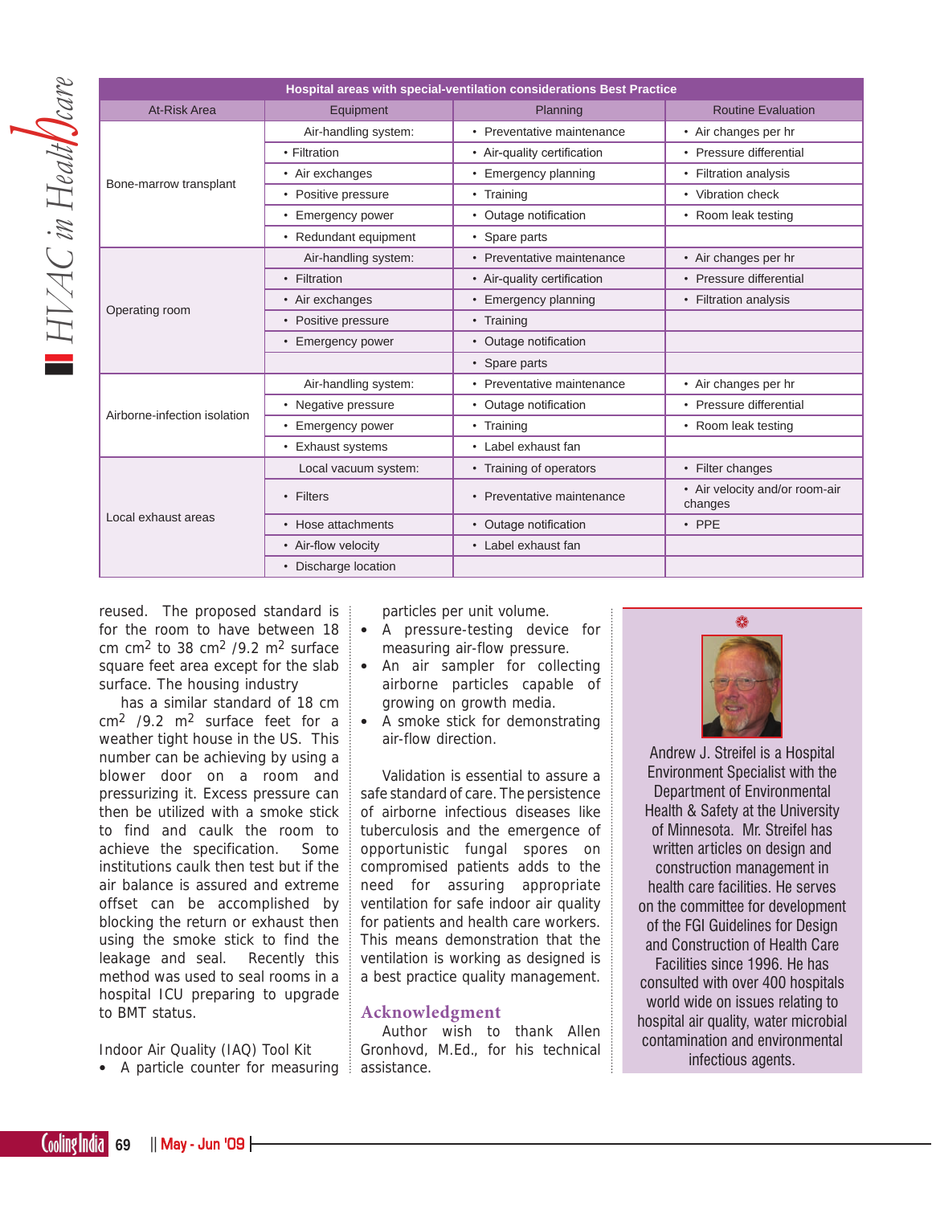| Hospital areas with special-ventilation considerations Best Practice | | | |
|---|---|---|---|
| At-Risk Area | Equipment | Planning | Routine Evaluation |
| Bone-marrow transplant | Air-handling system: | • Preventative maintenance | • Air changes per hr |
| | • Filtration | • Air-quality certification | • Pressure differential |
| | • Air exchanges | • Emergency planning | • Filtration analysis |
| | • Positive pressure | • Training | • Vibration check |
| | • Emergency power | • Outage notification | • Room leak testing |
| | • Redundant equipment | • Spare parts | |
| Operating room | Air-handling system: | • Preventative maintenance | • Air changes per hr |
| | • Filtration | • Air-quality certification | • Pressure differential |
| | • Air exchanges | • Emergency planning | • Filtration analysis |
| | • Positive pressure | • Training | |
| | • Emergency power | • Outage notification | |
| | | • Spare parts | |
| Airborne-infection isolation | Air-handling system: | • Preventative maintenance | • Air changes per hr |
| | • Negative pressure | • Outage notification | • Pressure differential |
| | • Emergency power | • Training | • Room leak testing |
| | • Exhaust systems | • Label exhaust fan | |
| Local exhaust areas | Local vacuum system: | • Training of operators | • Filter changes |
| | • Filters | • Preventative maintenance | • Air velocity and/or room-air changes |
| | • Hose attachments | • Outage notification | • PPE |
| | • Air-flow velocity | • Label exhaust fan | |
| | • Discharge location | | |

reused. The proposed standard is for the room to have between 18 cm $cm^2$ to 38 $cm^2$ /9.2 $m^2$ surface square feet area except for the slab surface. The housing industry has a similar standard of 18 cm $cm^2$ /9.2 $m^2$ surface feet for a weather tight house in the US. This number can be achieving by using a blower door on a room and pressurizing it. Excess pressure can then be utilized with a smoke stick to find and caulk the room to achieve the specification. Some institutions caulk then test but if the air balance is assured and extreme offset can be accomplished by blocking the return or exhaust then using the smoke stick to find the leakage and seal. Recently this method was used to seal rooms in a hospital ICU preparing to upgrade to BMT status.

Indoor Air Quality (IAQ) Tool Kit

- A particle counter for measuring particles per unit volume.
- A pressure-testing device for measuring air-flow pressure.
- An air sampler for collecting airborne particles capable of growing on growth media.
- A smoke stick for demonstrating air-flow direction.

Validation is essential to assure a safe standard of care. The persistence of airborne infectious diseases like tuberculosis and the emergence of opportunistic fungal spores on compromised patients adds to the need for assuring appropriate ventilation for safe indoor air quality for patients and health care workers. This means demonstration that the ventilation is working as designed is a best practice quality management.

## Acknowledgment

Author wish to thank Allen Gronhovd, M.Ed., for his technical assistance.

Andrew J. Streifel is a Hospital Environment Specialist with the Department of Environmental Health & Safety at the University of Minnesota. Mr. Streifel has written articles on design and construction management in health care facilities. He serves on the committee for development of the FGI Guidelines for Design and Construction of Health Care Facilities since 1996. He has consulted with over 400 hospitals world wide on issues relating to hospital air quality, water microbial contamination and environmental infectious agents.